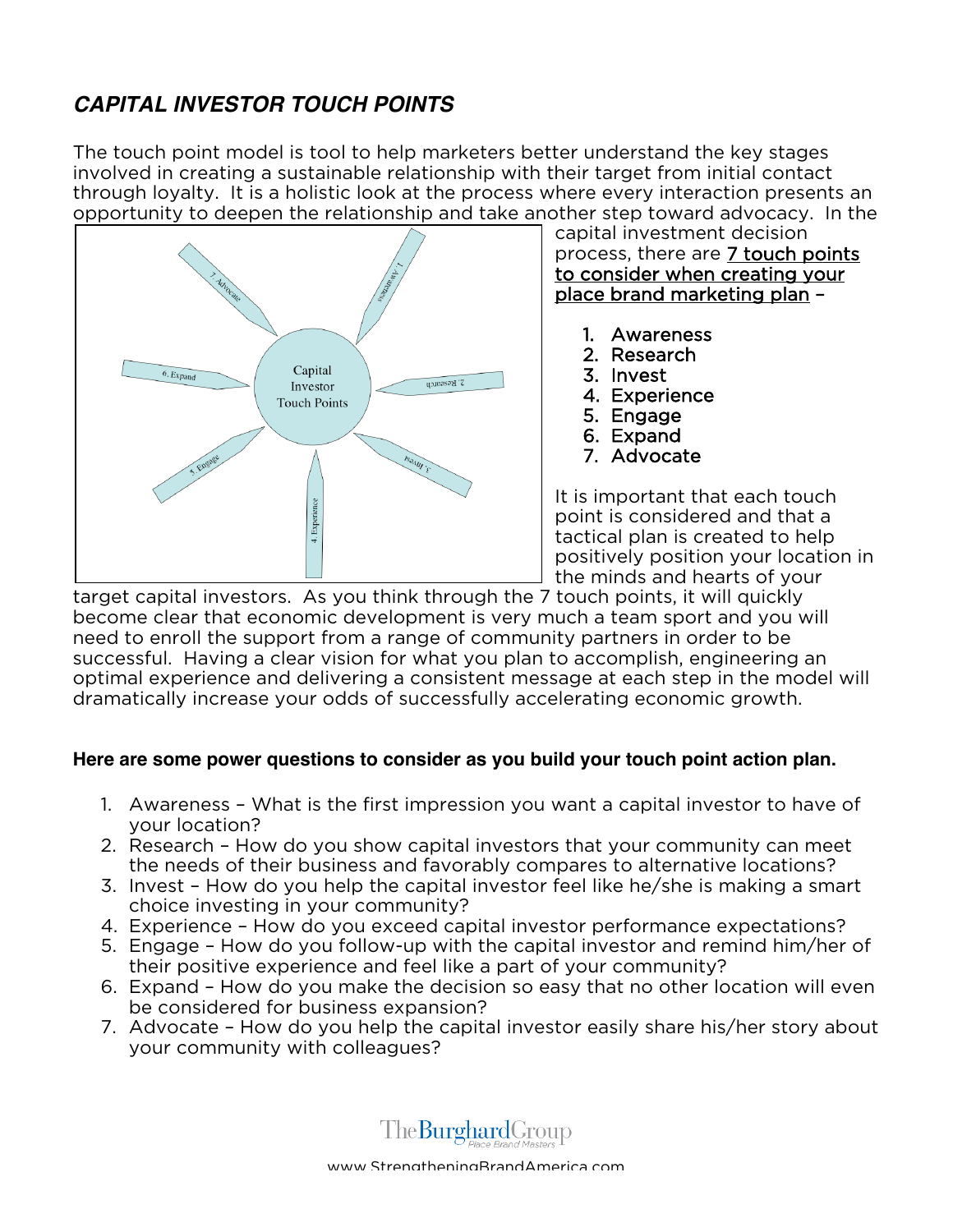## *CAPITAL INVESTOR TOUCH POINTS*

The touch point model is tool to help marketers better understand the key stages involved in creating a sustainable relationship with their target from initial contact through loyalty. It is a holistic look at the process where every interaction presents an opportunity to deepen the relationship and take another step toward advocacy. In the capital investment decision process, there are 7 touch points to consider when creating your place brand marketing plan –

1. Awareness
2. Research
3. Invest
4. Experience
5. Engage
6. Expand
7. Advocate

It is important that each touch point is considered and that a tactical plan is created to help positively position your location in the minds and hearts of your target capital investors. As you think through the 7 touch points, it will quickly become clear that economic development is very much a team sport and you will need to enroll the support from a range of community partners in order to be successful. Having a clear vision for what you plan to accomplish, engineering an optimal experience and delivering a consistent message at each step in the model will dramatically increase your odds of successfully accelerating economic growth.

**Here are some power questions to consider as you build your touch point action plan.**

1. Awareness – What is the first impression you want a capital investor to have of your location?
2. Research – How do you show capital investors that your community can meet the needs of their business and favorably compares to alternative locations?
3. Invest – How do you help the capital investor feel like he/she is making a smart choice investing in your community?
4. Experience – How do you exceed capital investor performance expectations?
5. Engage – How do you follow-up with the capital investor and remind him/her of their positive experience and feel like a part of your community?
6. Expand – How do you make the decision so easy that no other location will even be considered for business expansion?
7. Advocate – How do you help the capital investor easily share his/her story about your community with colleagues?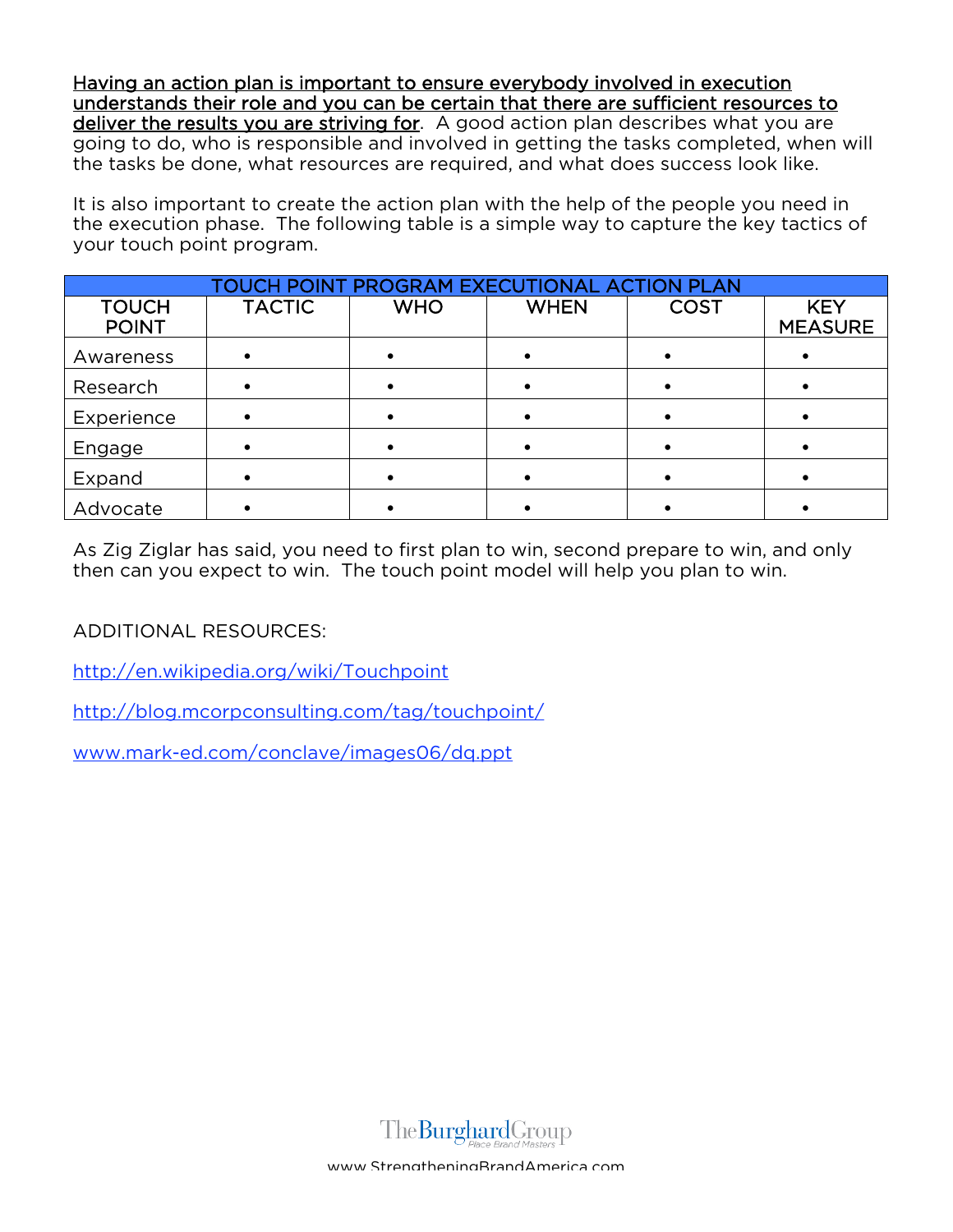<u>Having an action plan is important to ensure everybody involved in execution understands their role and you can be certain that there are sufficient resources to deliver the results you are striving for</u>. A good action plan describes what you are going to do, who is responsible and involved in getting the tasks completed, when will the tasks be done, what resources are required, and what does success look like.

It is also important to create the action plan with the help of the people you need in the execution phase. The following table is a simple way to capture the key tactics of your touch point program.

| TOUCH POINT PROGRAM EXECUTIONAL ACTION PLAN | | | | | |
|---|---|---|---|---|---|
| TOUCH POINT | TACTIC | WHO | WHEN | COST | KEY MEASURE |
| Awareness | • | • | • | • | • |
| Research | • | • | • | • | • |
| Experience | • | • | • | • | • |
| Engage | • | • | • | • | • |
| Expand | • | • | • | • | • |
| Advocate | • | • | • | • | • |

As Zig Ziglar has said, you need to first plan to win, second prepare to win, and only then can you expect to win. The touch point model will help you plan to win.

ADDITIONAL RESOURCES:

http://en.wikipedia.org/wiki/Touchpoint

http://blog.mcorpconsulting.com/tag/touchpoint/

www.mark-ed.com/conclave/images06/dq.ppt